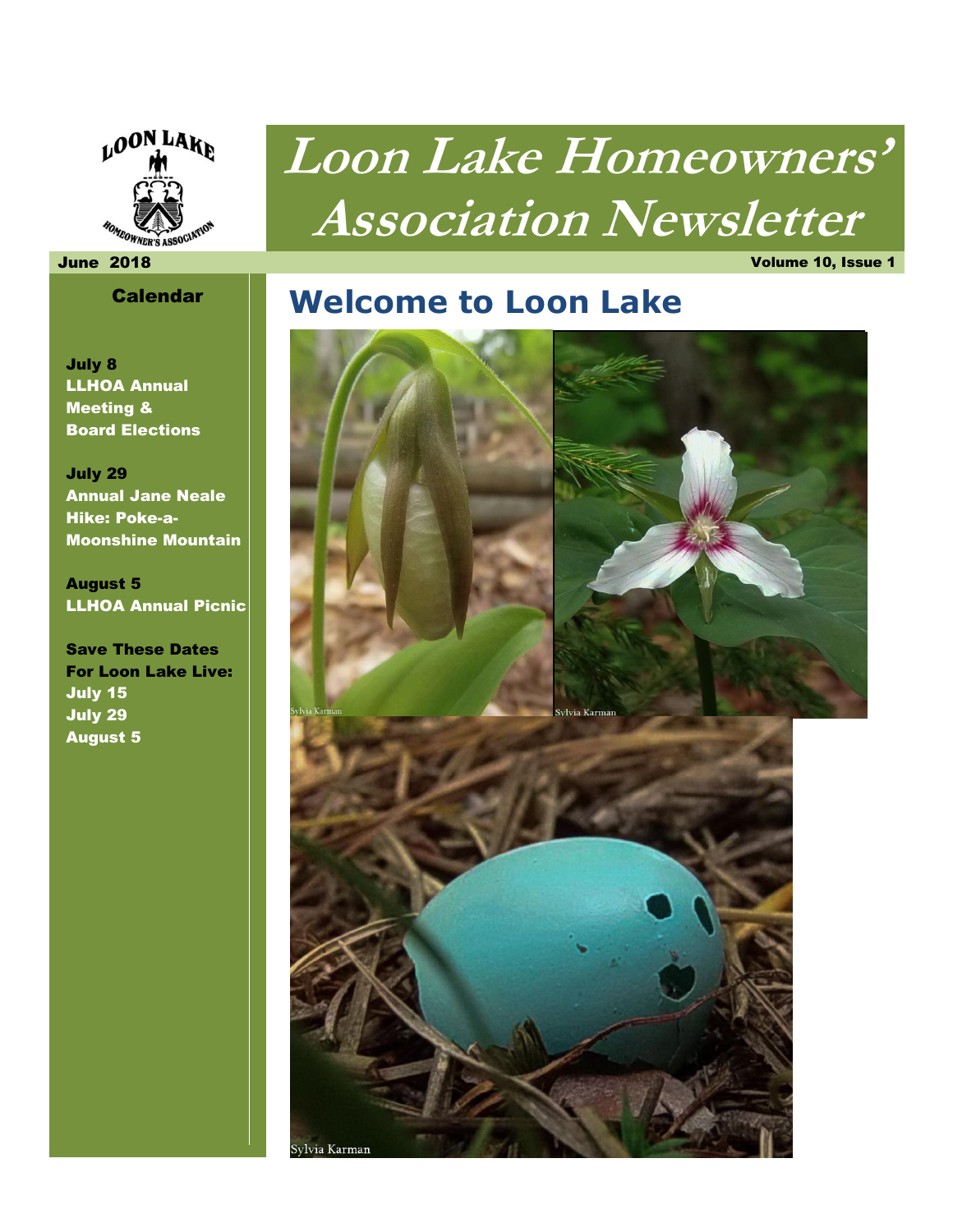# Loon Lake Homeowners' Association Newsletter

June 2018

Volume 10, Issue 1

## Calendar

**July 8**
**LLHOA Annual Meeting & Board Elections**

**July 29**
**Annual Jane Neale Hike: Poke-a-Moonshine Mountain**

**August 5**
**LLHOA Annual Picnic**

**Save These Dates For Loon Lake Live:**
**July 15**
**July 29**
**August 5**

## Welcome to Loon Lake

Sylvia Karman

Sylvia Karman

Sylvia Karman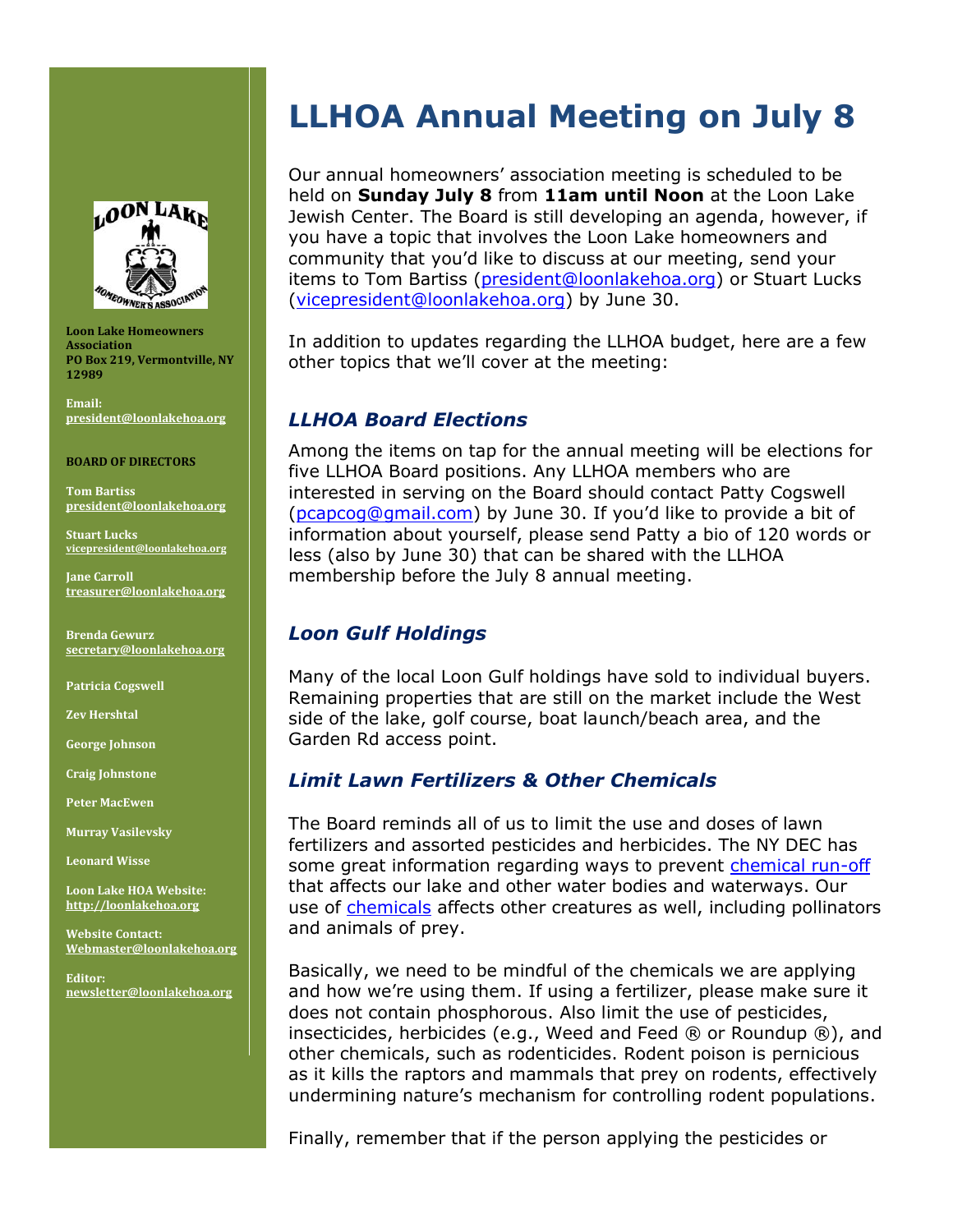Loon Lake Homeowners Association
PO Box 219, Vermontville, NY 12989

Email: president@loonlakehoa.org

**BOARD OF DIRECTORS**

Tom Bartiss
president@loonlakehoa.org

Stuart Lucks
vicepresident@loonlakehoa.org

Jane Carroll
treasurer@loonlakehoa.org

Brenda Gewurz
secretary@loonlakehoa.org

Patricia Cogswell

Zev Hershtal

George Johnson

Craig Johnstone

Peter MacEwen

Murray Vasilevsky

Leonard Wisse

Loon Lake HOA Website: http://loonlakehoa.org

Website Contact: Webmaster@loonlakehoa.org

Editor: newsletter@loonlakehoa.org

# LLHOA Annual Meeting on July 8

Our annual homeowners' association meeting is scheduled to be held on **Sunday July 8** from **11am until Noon** at the Loon Lake Jewish Center. The Board is still developing an agenda, however, if you have a topic that involves the Loon Lake homeowners and community that you'd like to discuss at our meeting, send your items to Tom Bartiss (president@loonlakehoa.org) or Stuart Lucks (vicepresident@loonlakehoa.org) by June 30.

In addition to updates regarding the LLHOA budget, here are a few other topics that we'll cover at the meeting:

### *LLHOA Board Elections*

Among the items on tap for the annual meeting will be elections for five LLHOA Board positions. Any LLHOA members who are interested in serving on the Board should contact Patty Cogswell (pcapcog@gmail.com) by June 30. If you'd like to provide a bit of information about yourself, please send Patty a bio of 120 words or less (also by June 30) that can be shared with the LLHOA membership before the July 8 annual meeting.

### *Loon Gulf Holdings*

Many of the local Loon Gulf holdings have sold to individual buyers. Remaining properties that are still on the market include the West side of the lake, golf course, boat launch/beach area, and the Garden Rd access point.

### *Limit Lawn Fertilizers & Other Chemicals*

The Board reminds all of us to limit the use and doses of lawn fertilizers and assorted pesticides and herbicides. The NY DEC has some great information regarding ways to prevent chemical run-off that affects our lake and other water bodies and waterways. Our use of chemicals affects other creatures as well, including pollinators and animals of prey.

Basically, we need to be mindful of the chemicals we are applying and how we're using them. If using a fertilizer, please make sure it does not contain phosphorous. Also limit the use of pesticides, insecticides, herbicides (e.g., Weed and Feed ® or Roundup ®), and other chemicals, such as rodenticides. Rodent poison is pernicious as it kills the raptors and mammals that prey on rodents, effectively undermining nature's mechanism for controlling rodent populations.

Finally, remember that if the person applying the pesticides or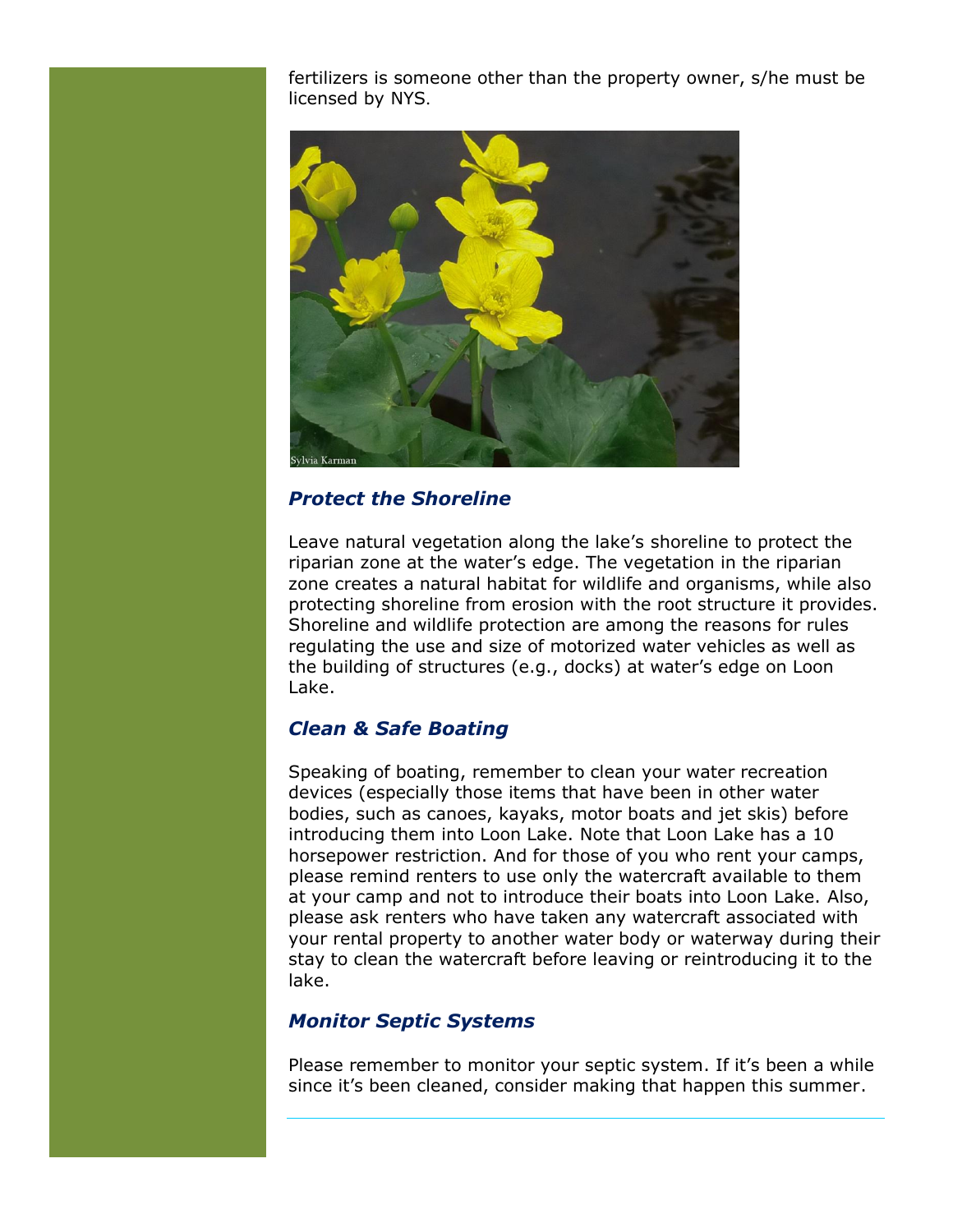fertilizers is someone other than the property owner, s/he must be licensed by NYS.

### *Protect the Shoreline*

Leave natural vegetation along the lake's shoreline to protect the riparian zone at the water's edge. The vegetation in the riparian zone creates a natural habitat for wildlife and organisms, while also protecting shoreline from erosion with the root structure it provides. Shoreline and wildlife protection are among the reasons for rules regulating the use and size of motorized water vehicles as well as the building of structures (e.g., docks) at water's edge on Loon Lake.

### *Clean & Safe Boating*

Speaking of boating, remember to clean your water recreation devices (especially those items that have been in other water bodies, such as canoes, kayaks, motor boats and jet skis) before introducing them into Loon Lake. Note that Loon Lake has a 10 horsepower restriction. And for those of you who rent your camps, please remind renters to use only the watercraft available to them at your camp and not to introduce their boats into Loon Lake. Also, please ask renters who have taken any watercraft associated with your rental property to another water body or waterway during their stay to clean the watercraft before leaving or reintroducing it to the lake.

### *Monitor Septic Systems*

Please remember to monitor your septic system. If it's been a while since it's been cleaned, consider making that happen this summer.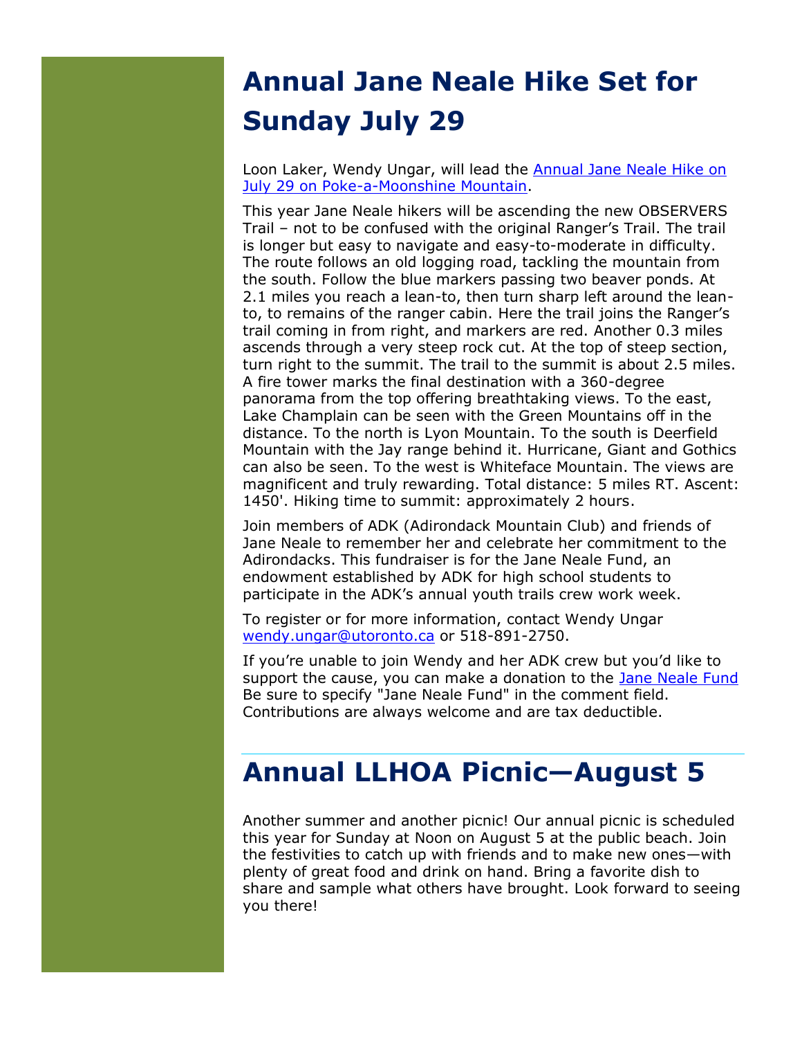# Annual Jane Neale Hike Set for Sunday July 29

Loon Laker, Wendy Ungar, will lead the Annual Jane Neale Hike on July 29 on Poke-a-Moonshine Mountain.

This year Jane Neale hikers will be ascending the new OBSERVERS Trail – not to be confused with the original Ranger's Trail. The trail is longer but easy to navigate and easy-to-moderate in difficulty. The route follows an old logging road, tackling the mountain from the south. Follow the blue markers passing two beaver ponds. At 2.1 miles you reach a lean-to, then turn sharp left around the lean-to, to remains of the ranger cabin. Here the trail joins the Ranger's trail coming in from right, and markers are red. Another 0.3 miles ascends through a very steep rock cut. At the top of steep section, turn right to the summit. The trail to the summit is about 2.5 miles. A fire tower marks the final destination with a 360-degree panorama from the top offering breathtaking views. To the east, Lake Champlain can be seen with the Green Mountains off in the distance. To the north is Lyon Mountain. To the south is Deerfield Mountain with the Jay range behind it. Hurricane, Giant and Gothics can also be seen. To the west is Whiteface Mountain. The views are magnificent and truly rewarding. Total distance: 5 miles RT. Ascent: 1450'. Hiking time to summit: approximately 2 hours.

Join members of ADK (Adirondack Mountain Club) and friends of Jane Neale to remember her and celebrate her commitment to the Adirondacks. This fundraiser is for the Jane Neale Fund, an endowment established by ADK for high school students to participate in the ADK's annual youth trails crew work week.

To register or for more information, contact Wendy Ungar wendy.ungar@utoronto.ca or 518-891-2750.

If you're unable to join Wendy and her ADK crew but you'd like to support the cause, you can make a donation to the Jane Neale Fund Be sure to specify "Jane Neale Fund" in the comment field. Contributions are always welcome and are tax deductible.

---

# Annual LLHOA Picnic—August 5

Another summer and another picnic! Our annual picnic is scheduled this year for Sunday at Noon on August 5 at the public beach. Join the festivities to catch up with friends and to make new ones—with plenty of great food and drink on hand. Bring a favorite dish to share and sample what others have brought. Look forward to seeing you there!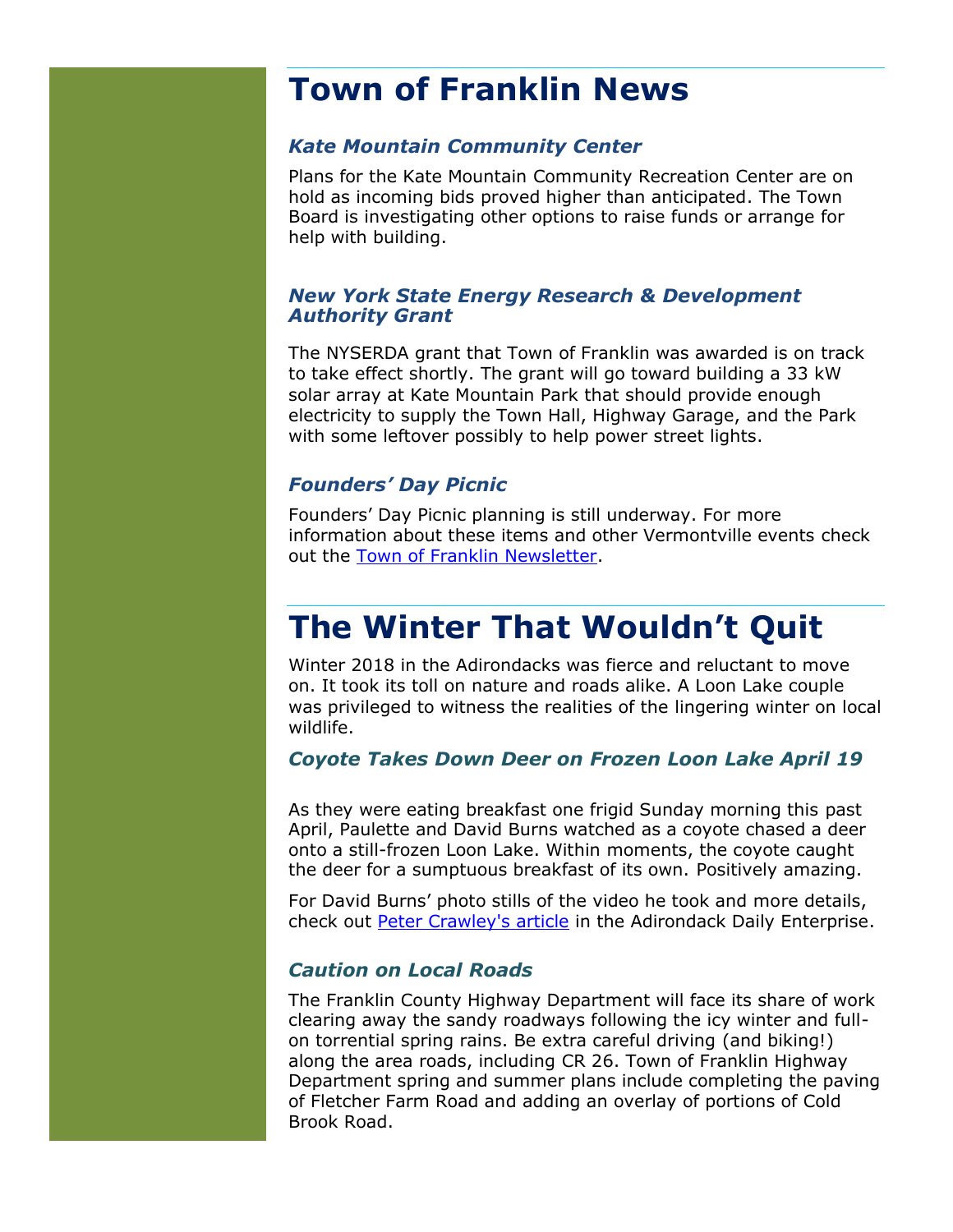# Town of Franklin News

### *Kate Mountain Community Center*

Plans for the Kate Mountain Community Recreation Center are on hold as incoming bids proved higher than anticipated. The Town Board is investigating other options to raise funds or arrange for help with building.

### *New York State Energy Research & Development Authority Grant*

The NYSERDA grant that Town of Franklin was awarded is on track to take effect shortly. The grant will go toward building a 33 kW solar array at Kate Mountain Park that should provide enough electricity to supply the Town Hall, Highway Garage, and the Park with some leftover possibly to help power street lights.

### *Founders' Day Picnic*

Founders' Day Picnic planning is still underway. For more information about these items and other Vermontville events check out the Town of Franklin Newsletter.

# The Winter That Wouldn't Quit

Winter 2018 in the Adirondacks was fierce and reluctant to move on. It took its toll on nature and roads alike. A Loon Lake couple was privileged to witness the realities of the lingering winter on local wildlife.

### *Coyote Takes Down Deer on Frozen Loon Lake April 19*

As they were eating breakfast one frigid Sunday morning this past April, Paulette and David Burns watched as a coyote chased a deer onto a still-frozen Loon Lake. Within moments, the coyote caught the deer for a sumptuous breakfast of its own. Positively amazing.

For David Burns' photo stills of the video he took and more details, check out Peter Crawley's article in the Adirondack Daily Enterprise.

### *Caution on Local Roads*

The Franklin County Highway Department will face its share of work clearing away the sandy roadways following the icy winter and full-on torrential spring rains. Be extra careful driving (and biking!) along the area roads, including CR 26. Town of Franklin Highway Department spring and summer plans include completing the paving of Fletcher Farm Road and adding an overlay of portions of Cold Brook Road.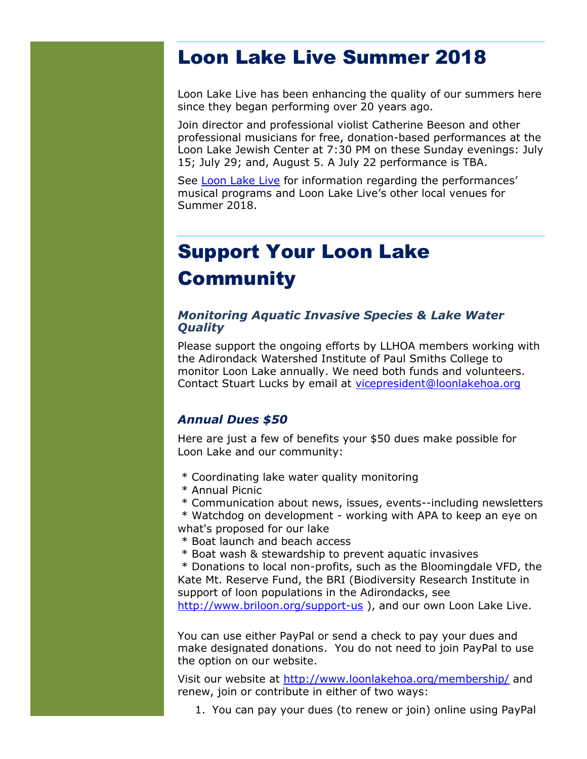# Loon Lake Live Summer 2018

Loon Lake Live has been enhancing the quality of our summers here since they began performing over 20 years ago.

Join director and professional violist Catherine Beeson and other professional musicians for free, donation-based performances at the Loon Lake Jewish Center at 7:30 PM on these Sunday evenings: July 15; July 29; and, August 5. A July 22 performance is TBA.

See [Loon Lake Live]() for information regarding the performances' musical programs and Loon Lake Live's other local venues for Summer 2018.

# Support Your Loon Lake Community

### *Monitoring Aquatic Invasive Species & Lake Water Quality*

Please support the ongoing efforts by LLHOA members working with the Adirondack Watershed Institute of Paul Smiths College to monitor Loon Lake annually. We need both funds and volunteers. Contact Stuart Lucks by email at vicepresident@loonlakehoa.org

### *Annual Dues $50*

Here are just a few of benefits your $50 dues make possible for Loon Lake and our community:

 * Coordinating lake water quality monitoring
 * Annual Picnic
 * Communication about news, issues, events--including newsletters
 * Watchdog on development - working with APA to keep an eye on what's proposed for our lake
 * Boat launch and beach access
 * Boat wash & stewardship to prevent aquatic invasives
 * Donations to local non-profits, such as the Bloomingdale VFD, the Kate Mt. Reserve Fund, the BRI (Biodiversity Research Institute in support of loon populations in the Adirondacks, see http://www.briloon.org/support-us ), and our own Loon Lake Live.

You can use either PayPal or send a check to pay your dues and make designated donations. You do not need to join PayPal to use the option on our website.

Visit our website at http://www.loonlakehoa.org/membership/ and renew, join or contribute in either of two ways:

1. You can pay your dues (to renew or join) online using PayPal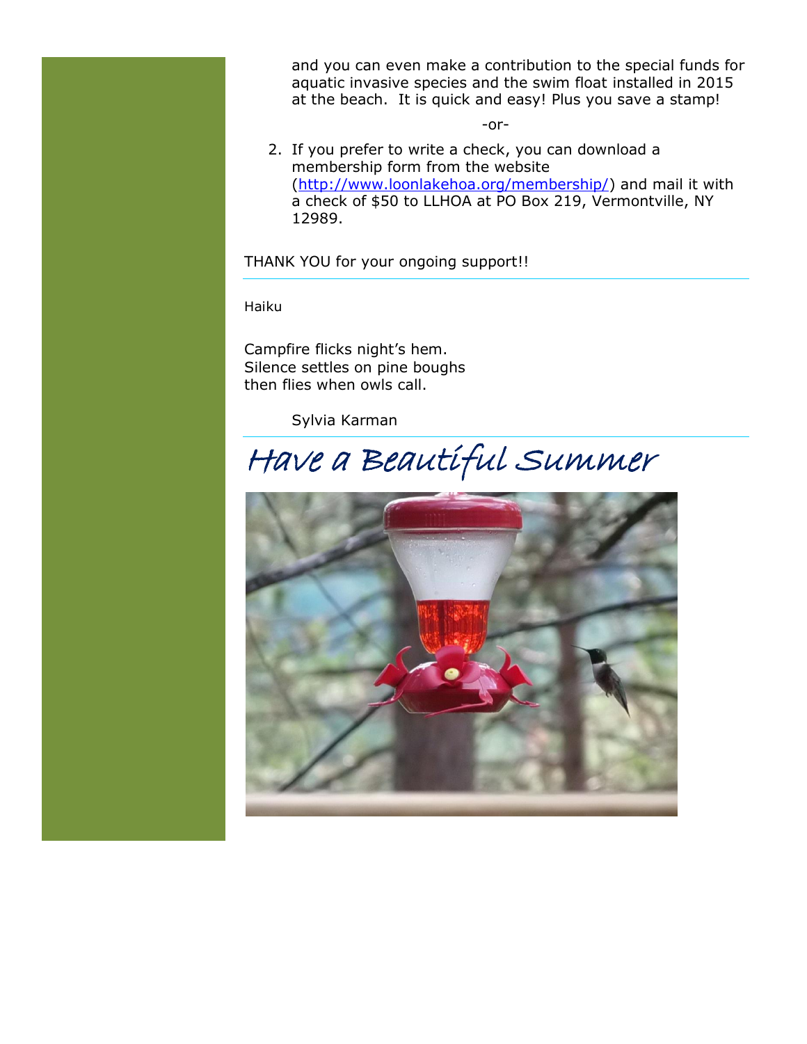and you can even make a contribution to the special funds for aquatic invasive species and the swim float installed in 2015 at the beach. It is quick and easy! Plus you save a stamp!

-or-

2. If you prefer to write a check, you can download a membership form from the website (http://www.loonlakehoa.org/membership/) and mail it with a check of $50 to LLHOA at PO Box 219, Vermontville, NY 12989.

THANK YOU for your ongoing support!!

---

Haiku

Campfire flicks night's hem.
Silence settles on pine boughs
then flies when owls call.

Sylvia Karman

---

## *Have a Beautiful Summer*